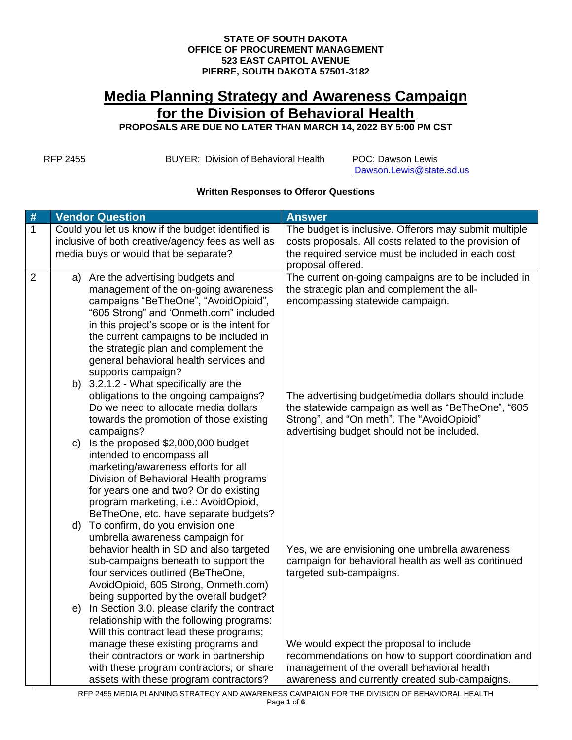**STATE OF SOUTH DAKOTA**
**OFFICE OF PROCUREMENT MANAGEMENT**
**523 EAST CAPITOL AVENUE**
**PIERRE, SOUTH DAKOTA 57501-3182**

# Media Planning Strategy and Awareness Campaign for the Division of Behavioral Health

**PROPOSALS ARE DUE NO LATER THAN MARCH 14, 2022 BY 5:00 PM CST**

RFP 2455    BUYER: Division of Behavioral Health    POC: Dawson Lewis
Dawson.Lewis@state.sd.us

**Written Responses to Offeror Questions**

| # | Vendor Question | Answer |
|---|---|---|
| 1 | Could you let us know if the budget identified is inclusive of both creative/agency fees as well as media buys or would that be separate? | The budget is inclusive. Offerors may submit multiple costs proposals. All costs related to the provision of the required service must be included in each cost proposal offered. |
| 2 | a) Are the advertising budgets and management of the on-going awareness campaigns "BeTheOne", "AvoidOpioid", "605 Strong" and 'Onmeth.com" included in this project's scope or is the intent for the current campaigns to be included in the strategic plan and complement the general behavioral health services and supports campaign? | The current on-going campaigns are to be included in the strategic plan and complement the all-encompassing statewide campaign. |
| | b) 3.2.1.2 - What specifically are the obligations to the ongoing campaigns? Do we need to allocate media dollars towards the promotion of those existing campaigns?<br>c) Is the proposed $2,000,000 budget intended to encompass all marketing/awareness efforts for all Division of Behavioral Health programs for years one and two? Or do existing program marketing, i.e.: AvoidOpioid, BeTheOne, etc. have separate budgets? | The advertising budget/media dollars should include the statewide campaign as well as "BeTheOne", "605 Strong", and "On meth". The "AvoidOpioid" advertising budget should not be included. |
| | d) To confirm, do you envision one umbrella awareness campaign for behavior health in SD and also targeted sub-campaigns beneath to support the four services outlined (BeTheOne, AvoidOpioid, 605 Strong, Onmeth.com) being supported by the overall budget? | Yes, we are envisioning one umbrella awareness campaign for behavioral health as well as continued targeted sub-campaigns. |
| | e) In Section 3.0. please clarify the contract relationship with the following programs: Will this contract lead these programs; manage these existing programs and their contractors or work in partnership with these program contractors; or share assets with these program contractors? | We would expect the proposal to include recommendations on how to support coordination and management of the overall behavioral health awareness and currently created sub-campaigns. |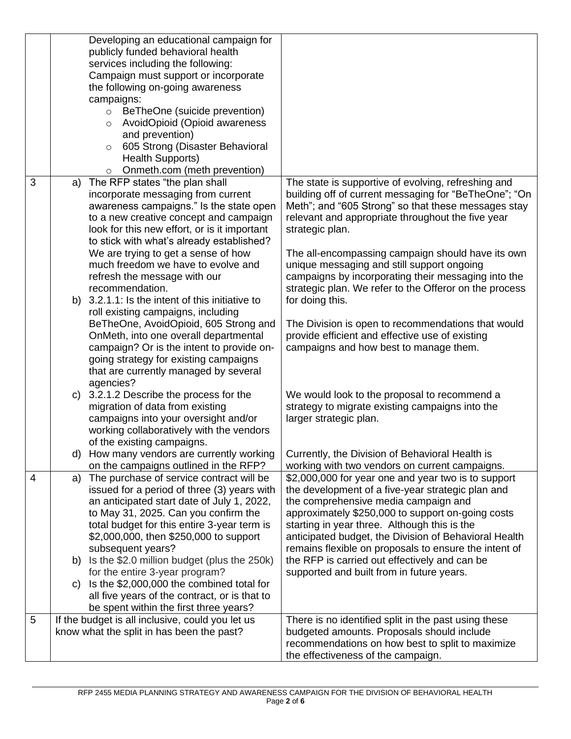| | | |
|---|---|---|
| | Developing an educational campaign for publicly funded behavioral health services including the following: Campaign must support or incorporate the following on-going awareness campaigns:<br>◦ BeTheOne (suicide prevention)<br>◦ AvoidOpioid (Opioid awareness and prevention)<br>◦ 605 Strong (Disaster Behavioral Health Supports)<br>◦ Onmeth.com (meth prevention) | |
| 3 | a) The RFP states "the plan shall incorporate messaging from current awareness campaigns." Is the state open to a new creative concept and campaign look for this new effort, or is it important to stick with what's already established? We are trying to get a sense of how much freedom we have to evolve and refresh the message with our recommendation.<br>b) 3.2.1.1: Is the intent of this initiative to roll existing campaigns, including BeTheOne, AvoidOpioid, 605 Strong and OnMeth, into one overall departmental campaign? Or is the intent to provide on-going strategy for existing campaigns that are currently managed by several agencies? | The state is supportive of evolving, refreshing and building off of current messaging for "BeTheOne"; "On Meth"; and "605 Strong" so that these messages stay relevant and appropriate throughout the five year strategic plan.<br><br>The all-encompassing campaign should have its own unique messaging and still support ongoing campaigns by incorporating their messaging into the strategic plan. We refer to the Offeror on the process for doing this.<br><br>The Division is open to recommendations that would provide efficient and effective use of existing campaigns and how best to manage them. |
| | c) 3.2.1.2 Describe the process for the migration of data from existing campaigns into your oversight and/or working collaboratively with the vendors of the existing campaigns. | We would look to the proposal to recommend a strategy to migrate existing campaigns into the larger strategic plan. |
| | d) How many vendors are currently working on the campaigns outlined in the RFP? | Currently, the Division of Behavioral Health is working with two vendors on current campaigns. |
| 4 | a) The purchase of service contract will be issued for a period of three (3) years with an anticipated start date of July 1, 2022, to May 31, 2025. Can you confirm the total budget for this entire 3-year term is \$2,000,000, then \$250,000 to support subsequent years?<br>b) Is the \$2.0 million budget (plus the 250k) for the entire 3-year program?<br>c) Is the \$2,000,000 the combined total for all five years of the contract, or is that to be spent within the first three years? | \$2,000,000 for year one and year two is to support the development of a five-year strategic plan and the comprehensive media campaign and approximately \$250,000 to support on-going costs starting in year three. Although this is the anticipated budget, the Division of Behavioral Health remains flexible on proposals to ensure the intent of the RFP is carried out effectively and can be supported and built from in future years. |
| 5 | If the budget is all inclusive, could you let us know what the split in has been the past? | There is no identified split in the past using these budgeted amounts. Proposals should include recommendations on how best to split to maximize the effectiveness of the campaign. |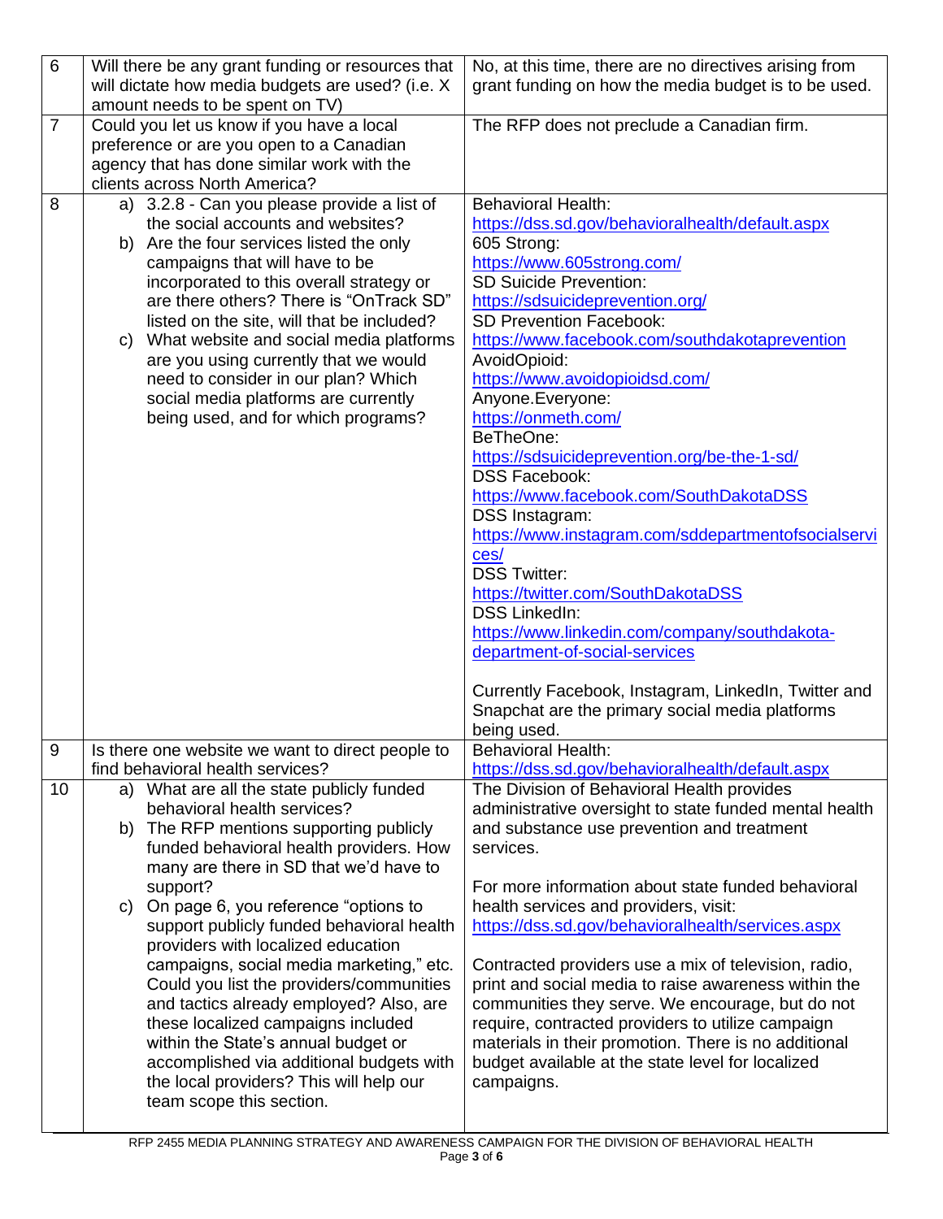| | | |
|---|---|---|
| 6 | Will there be any grant funding or resources that will dictate how media budgets are used? (i.e. X amount needs to be spent on TV) | No, at this time, there are no directives arising from grant funding on how the media budget is to be used. |
| 7 | Could you let us know if you have a local preference or are you open to a Canadian agency that has done similar work with the clients across North America? | The RFP does not preclude a Canadian firm. |
| 8 | a) 3.2.8 - Can you please provide a list of the social accounts and websites?<br>b) Are the four services listed the only campaigns that will have to be incorporated to this overall strategy or are there others? There is "OnTrack SD" listed on the site, will that be included?<br>c) What website and social media platforms are you using currently that we would need to consider in our plan? Which social media platforms are currently being used, and for which programs? | Behavioral Health:<br>https://dss.sd.gov/behavioralhealth/default.aspx<br>605 Strong:<br>https://www.605strong.com/<br>SD Suicide Prevention:<br>https://sdsuicideprevention.org/<br>SD Prevention Facebook:<br>https://www.facebook.com/southdakotaprevention<br>AvoidOpioid:<br>https://www.avoidopioidsd.com/<br>Anyone.Everyone:<br>https://onmeth.com/<br>BeTheOne:<br>https://sdsuicideprevention.org/be-the-1-sd/<br>DSS Facebook:<br>https://www.facebook.com/SouthDakotaDSS<br>DSS Instagram:<br>https://www.instagram.com/sddepartmentofsocialservices/<br>DSS Twitter:<br>https://twitter.com/SouthDakotaDSS<br>DSS LinkedIn:<br>https://www.linkedin.com/company/southdakota-department-of-social-services<br><br>Currently Facebook, Instagram, LinkedIn, Twitter and Snapchat are the primary social media platforms being used. |
| 9 | Is there one website we want to direct people to find behavioral health services? | Behavioral Health:<br>https://dss.sd.gov/behavioralhealth/default.aspx |
| 10 | a) What are all the state publicly funded behavioral health services?<br>b) The RFP mentions supporting publicly funded behavioral health providers. How many are there in SD that we'd have to support?<br>c) On page 6, you reference "options to support publicly funded behavioral health providers with localized education campaigns, social media marketing," etc. Could you list the providers/communities and tactics already employed? Also, are these localized campaigns included within the State's annual budget or accomplished via additional budgets with the local providers? This will help our team scope this section. | The Division of Behavioral Health provides administrative oversight to state funded mental health and substance use prevention and treatment services.<br><br>For more information about state funded behavioral health services and providers, visit:<br>https://dss.sd.gov/behavioralhealth/services.aspx<br><br>Contracted providers use a mix of television, radio, print and social media to raise awareness within the communities they serve. We encourage, but do not require, contracted providers to utilize campaign materials in their promotion. There is no additional budget available at the state level for localized campaigns. |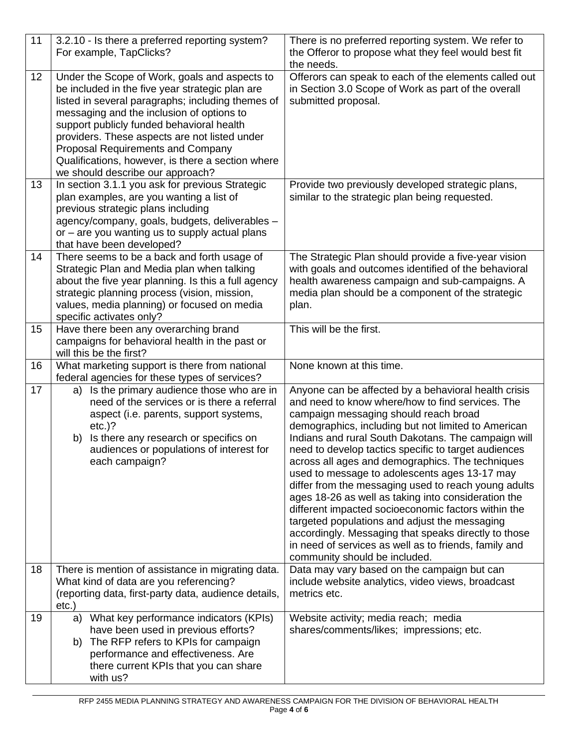| | | |
|---|---|---|
| 11 | 3.2.10 - Is there a preferred reporting system? For example, TapClicks? | There is no preferred reporting system. We refer to the Offeror to propose what they feel would best fit the needs. |
| 12 | Under the Scope of Work, goals and aspects to be included in the five year strategic plan are listed in several paragraphs; including themes of messaging and the inclusion of options to support publicly funded behavioral health providers. These aspects are not listed under Proposal Requirements and Company Qualifications, however, is there a section where we should describe our approach? | Offerors can speak to each of the elements called out in Section 3.0 Scope of Work as part of the overall submitted proposal. |
| 13 | In section 3.1.1 you ask for previous Strategic plan examples, are you wanting a list of previous strategic plans including agency/company, goals, budgets, deliverables – or – are you wanting us to supply actual plans that have been developed? | Provide two previously developed strategic plans, similar to the strategic plan being requested. |
| 14 | There seems to be a back and forth usage of Strategic Plan and Media plan when talking about the five year planning. Is this a full agency strategic planning process (vision, mission, values, media planning) or focused on media specific activates only? | The Strategic Plan should provide a five-year vision with goals and outcomes identified of the behavioral health awareness campaign and sub-campaigns. A media plan should be a component of the strategic plan. |
| 15 | Have there been any overarching brand campaigns for behavioral health in the past or will this be the first? | This will be the first. |
| 16 | What marketing support is there from national federal agencies for these types of services? | None known at this time. |
| 17 | a) Is the primary audience those who are in need of the services or is there a referral aspect (i.e. parents, support systems, etc.)?<br>b) Is there any research or specifics on audiences or populations of interest for each campaign? | Anyone can be affected by a behavioral health crisis and need to know where/how to find services. The campaign messaging should reach broad demographics, including but not limited to American Indians and rural South Dakotans. The campaign will need to develop tactics specific to target audiences across all ages and demographics. The techniques used to message to adolescents ages 13-17 may differ from the messaging used to reach young adults ages 18-26 as well as taking into consideration the different impacted socioeconomic factors within the targeted populations and adjust the messaging accordingly. Messaging that speaks directly to those in need of services as well as to friends, family and community should be included. |
| 18 | There is mention of assistance in migrating data. What kind of data are you referencing? (reporting data, first-party data, audience details, etc.) | Data may vary based on the campaign but can include website analytics, video views, broadcast metrics etc. |
| 19 | a) What key performance indicators (KPIs) have been used in previous efforts?<br>b) The RFP refers to KPIs for campaign performance and effectiveness. Are there current KPIs that you can share with us? | Website activity; media reach; media shares/comments/likes; impressions; etc. |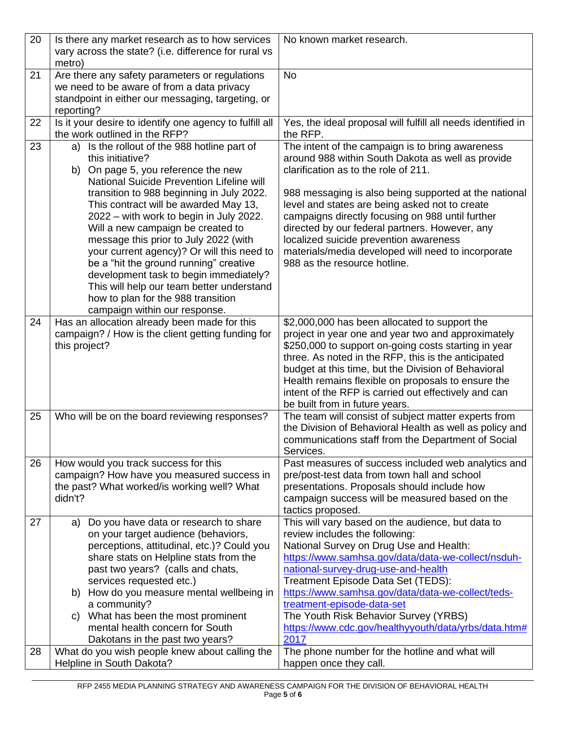| 20 | Is there any market research as to how services vary across the state? (i.e. difference for rural vs metro) | No known market research. |
|---|---|---|
| 21 | Are there any safety parameters or regulations we need to be aware of from a data privacy standpoint in either our messaging, targeting, or reporting? | No |
| 22 | Is it your desire to identify one agency to fulfill all the work outlined in the RFP? | Yes, the ideal proposal will fulfill all needs identified in the RFP. |
| 23 | a) Is the rollout of the 988 hotline part of this initiative?<br>b) On page 5, you reference the new National Suicide Prevention Lifeline will transition to 988 beginning in July 2022. This contract will be awarded May 13, 2022 – with work to begin in July 2022. Will a new campaign be created to message this prior to July 2022 (with your current agency)? Or will this need to be a "hit the ground running" creative development task to begin immediately? This will help our team better understand how to plan for the 988 transition campaign within our response. | The intent of the campaign is to bring awareness around 988 within South Dakota as well as provide clarification as to the role of 211.<br><br>988 messaging is also being supported at the national level and states are being asked not to create campaigns directly focusing on 988 until further directed by our federal partners. However, any localized suicide prevention awareness materials/media developed will need to incorporate 988 as the resource hotline. |
| 24 | Has an allocation already been made for this campaign? / How is the client getting funding for this project? | $2,000,000 has been allocated to support the project in year one and year two and approximately $250,000 to support on-going costs starting in year three. As noted in the RFP, this is the anticipated budget at this time, but the Division of Behavioral Health remains flexible on proposals to ensure the intent of the RFP is carried out effectively and can be built from in future years. |
| 25 | Who will be on the board reviewing responses? | The team will consist of subject matter experts from the Division of Behavioral Health as well as policy and communications staff from the Department of Social Services. |
| 26 | How would you track success for this campaign? How have you measured success in the past? What worked/is working well? What didn't? | Past measures of success included web analytics and pre/post-test data from town hall and school presentations. Proposals should include how campaign success will be measured based on the tactics proposed. |
| 27 | a) Do you have data or research to share on your target audience (behaviors, perceptions, attitudinal, etc.)? Could you share stats on Helpline stats from the past two years? (calls and chats, services requested etc.)<br>b) How do you measure mental wellbeing in a community?<br>c) What has been the most prominent mental health concern for South Dakotans in the past two years? | This will vary based on the audience, but data to review includes the following:<br>National Survey on Drug Use and Health: https://www.samhsa.gov/data/data-we-collect/nsduh-national-survey-drug-use-and-health<br>Treatment Episode Data Set (TEDS): https://www.samhsa.gov/data/data-we-collect/teds-treatment-episode-data-set<br>The Youth Risk Behavior Survey (YRBS) https://www.cdc.gov/healthyyouth/data/yrbs/data.htm#2017 |
| 28 | What do you wish people knew about calling the Helpline in South Dakota? | The phone number for the hotline and what will happen once they call. |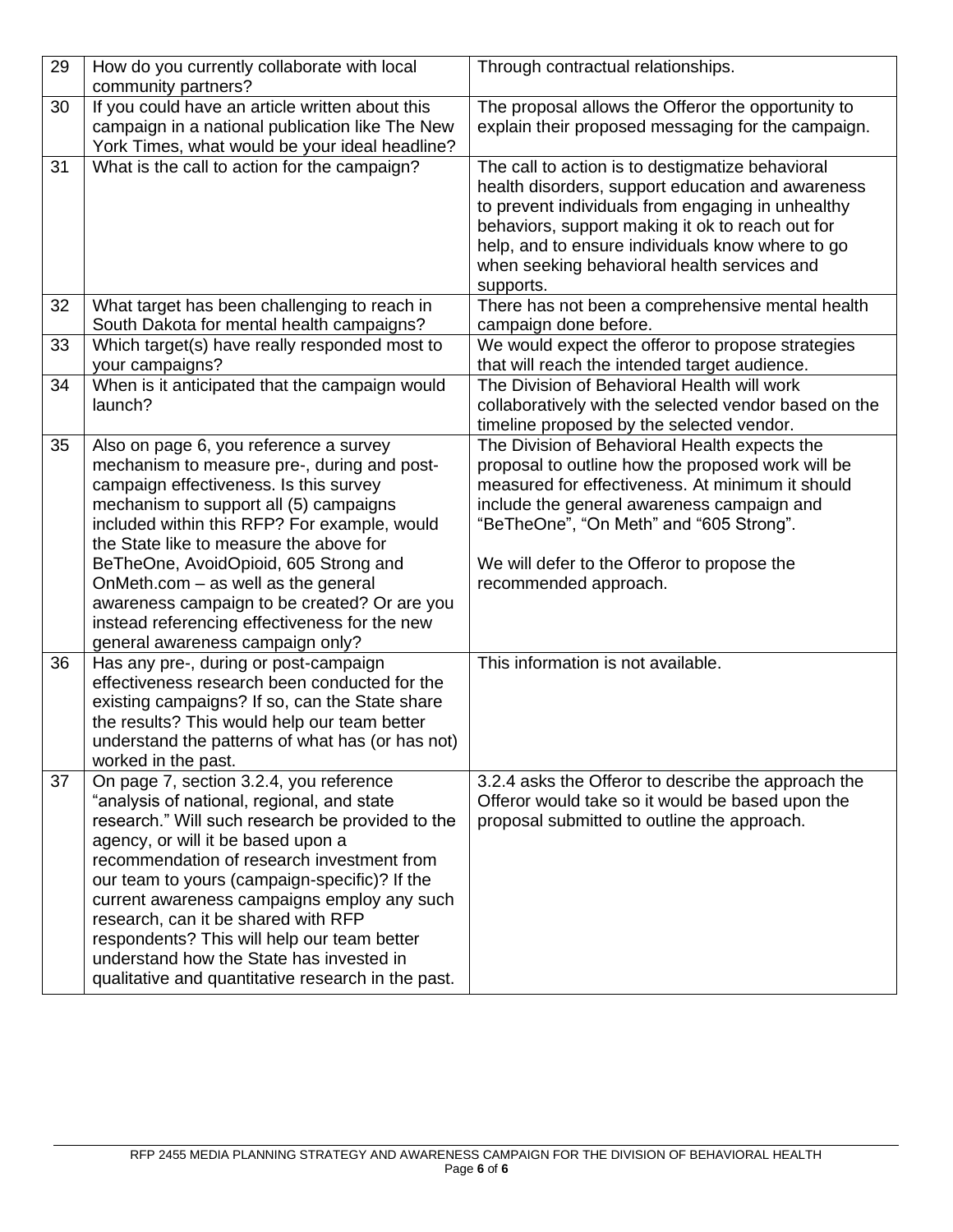| | | |
|---|---|---|
| 29 | How do you currently collaborate with local community partners? | Through contractual relationships. |
| 30 | If you could have an article written about this campaign in a national publication like The New York Times, what would be your ideal headline? | The proposal allows the Offeror the opportunity to explain their proposed messaging for the campaign. |
| 31 | What is the call to action for the campaign? | The call to action is to destigmatize behavioral health disorders, support education and awareness to prevent individuals from engaging in unhealthy behaviors, support making it ok to reach out for help, and to ensure individuals know where to go when seeking behavioral health services and supports. |
| 32 | What target has been challenging to reach in South Dakota for mental health campaigns? | There has not been a comprehensive mental health campaign done before. |
| 33 | Which target(s) have really responded most to your campaigns? | We would expect the offeror to propose strategies that will reach the intended target audience. |
| 34 | When is it anticipated that the campaign would launch? | The Division of Behavioral Health will work collaboratively with the selected vendor based on the timeline proposed by the selected vendor. |
| 35 | Also on page 6, you reference a survey mechanism to measure pre-, during and post-campaign effectiveness. Is this survey mechanism to support all (5) campaigns included within this RFP? For example, would the State like to measure the above for BeTheOne, AvoidOpioid, 605 Strong and OnMeth.com – as well as the general awareness campaign to be created? Or are you instead referencing effectiveness for the new general awareness campaign only? | The Division of Behavioral Health expects the proposal to outline how the proposed work will be measured for effectiveness. At minimum it should include the general awareness campaign and "BeTheOne", "On Meth" and "605 Strong".<br><br>We will defer to the Offeror to propose the recommended approach. |
| 36 | Has any pre-, during or post-campaign effectiveness research been conducted for the existing campaigns? If so, can the State share the results? This would help our team better understand the patterns of what has (or has not) worked in the past. | This information is not available. |
| 37 | On page 7, section 3.2.4, you reference "analysis of national, regional, and state research." Will such research be provided to the agency, or will it be based upon a recommendation of research investment from our team to yours (campaign-specific)? If the current awareness campaigns employ any such research, can it be shared with RFP respondents? This will help our team better understand how the State has invested in qualitative and quantitative research in the past. | 3.2.4 asks the Offeror to describe the approach the Offeror would take so it would be based upon the proposal submitted to outline the approach. |